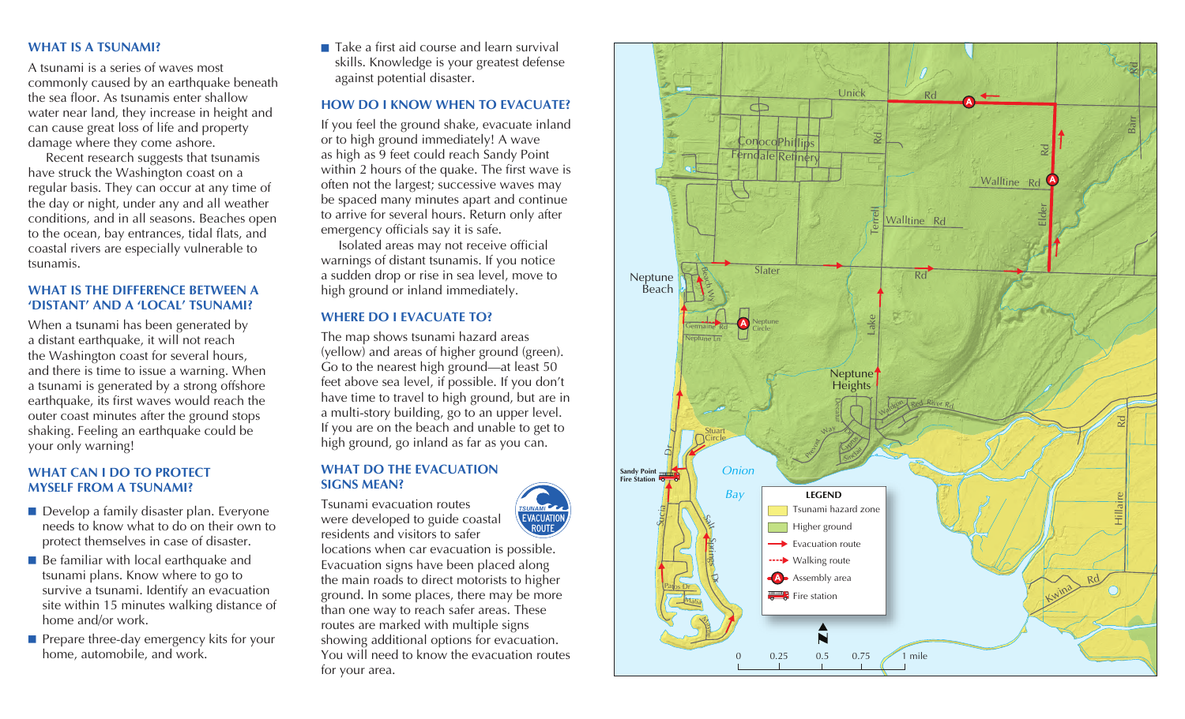## WHAT IS A TSUNAMI?

A tsunami is a series of waves most commonly caused by an earthquake beneath the sea floor. As tsunamis enter shallow water near land, they increase in height and can cause great loss of life and property damage where they come ashore.

Recent research suggests that tsunamis have struck the Washington coast on a regular basis. They can occur at any time of the day or night, under any and all weather conditions, and in all seasons. Beaches open to the ocean, bay entrances, tidal flats, and coastal rivers are especially vulnerable to tsunamis.

## WHAT IS THE DIFFERENCE BETWEEN A 'DISTANT' AND A 'LOCAL' TSUNAMI?

When a tsunami has been generated by a distant earthquake, it will not reach the Washington coast for several hours, and there is time to issue a warning. When a tsunami is generated by a strong offshore earthquake, its first waves would reach the outer coast minutes after the ground stops shaking. Feeling an earthquake could be your only warning!

## WHAT CAN I DO TO PROTECT MYSELF FROM A TSUNAMI?

- Develop a family disaster plan. Everyone needs to know what to do on their own to protect themselves in case of disaster.
- Be familiar with local earthquake and tsunami plans. Know where to go to survive a tsunami. Identify an evacuation site within 15 minutes walking distance of home and/or work.
- Prepare three-day emergency kits for your home, automobile, and work.
- Take a first aid course and learn survival skills. Knowledge is your greatest defense against potential disaster.

## HOW DO I KNOW WHEN TO EVACUATE?

If you feel the ground shake, evacuate inland or to high ground immediately! A wave as high as 9 feet could reach Sandy Point within 2 hours of the quake. The first wave is often not the largest; successive waves may be spaced many minutes apart and continue to arrive for several hours. Return only after emergency officials say it is safe.

Isolated areas may not receive official warnings of distant tsunamis. If you notice a sudden drop or rise in sea level, move to high ground or inland immediately.

## WHERE DO I EVACUATE TO?

The map shows tsunami hazard areas (yellow) and areas of higher ground (green). Go to the nearest high ground—at least 50 feet above sea level, if possible. If you don't have time to travel to high ground, but are in a multi-story building, go to an upper level. If you are on the beach and unable to get to high ground, go inland as far as you can.

## WHAT DO THE EVACUATION SIGNS MEAN?

Tsunami evacuation routes were developed to guide coastal residents and visitors to safer locations when car evacuation is possible. Evacuation signs have been placed along the main roads to direct motorists to higher ground. In some places, there may be more than one way to reach safer areas. These routes are marked with multiple signs showing additional options for evacuation. You will need to know the evacuation routes for your area.

**LEGEND**

- Tsunami hazard zone
- Higher ground
- Evacuation route
- Walking route
- Assembly area
- Fire station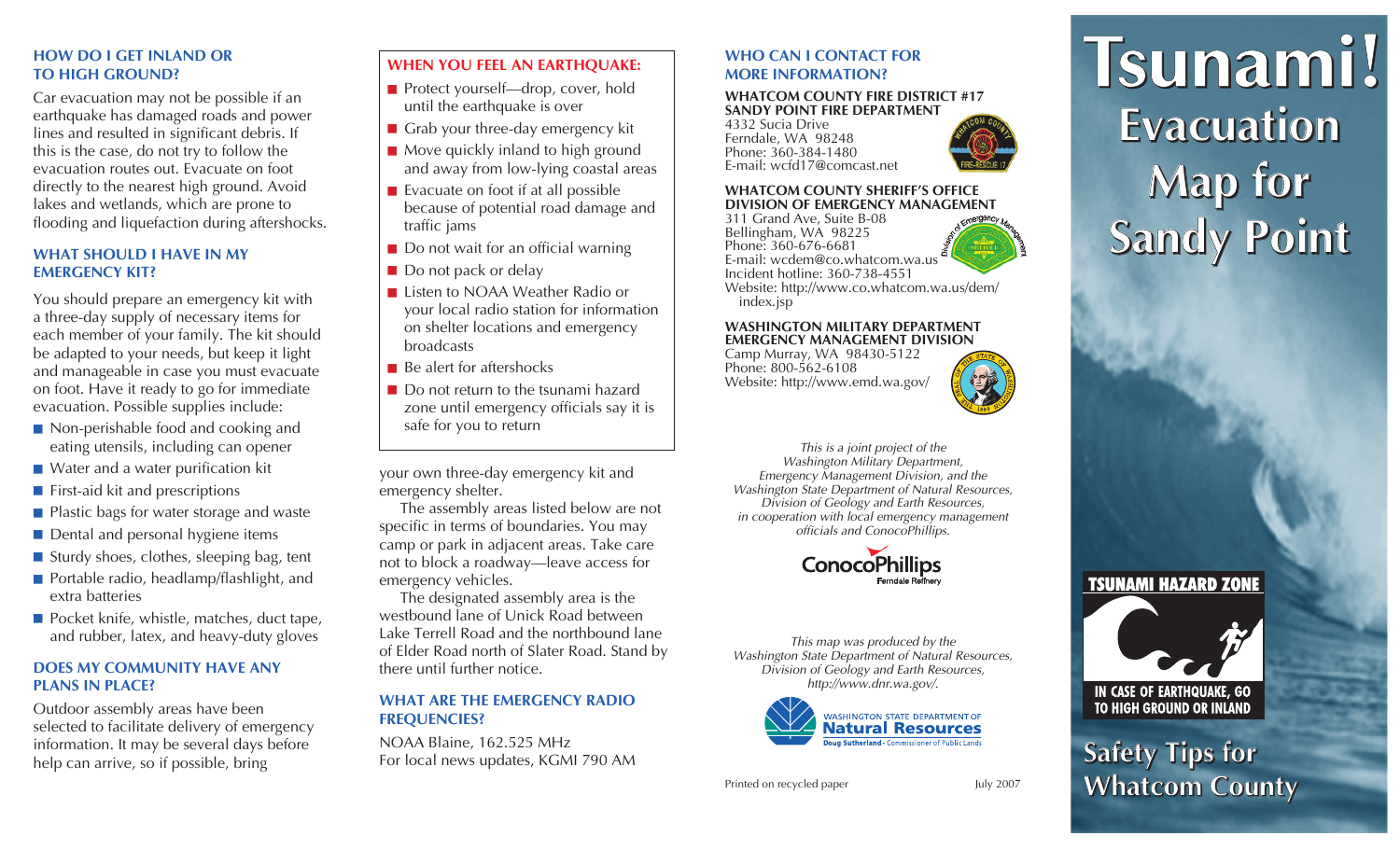### HOW DO I GET INLAND OR TO HIGH GROUND?

Car evacuation may not be possible if an earthquake has damaged roads and power lines and resulted in significant debris. If this is the case, do not try to follow the evacuation routes out. Evacuate on foot directly to the nearest high ground. Avoid lakes and wetlands, which are prone to flooding and liquefaction during aftershocks.

### WHAT SHOULD I HAVE IN MY EMERGENCY KIT?

You should prepare an emergency kit with a three-day supply of necessary items for each member of your family. The kit should be adapted to your needs, but keep it light and manageable in case you must evacuate on foot. Have it ready to go for immediate evacuation. Possible supplies include:

- Non-perishable food and cooking and eating utensils, including can opener
- Water and a water purification kit
- First-aid kit and prescriptions
- Plastic bags for water storage and waste
- Dental and personal hygiene items
- Sturdy shoes, clothes, sleeping bag, tent
- Portable radio, headlamp/flashlight, and extra batteries
- Pocket knife, whistle, matches, duct tape, and rubber, latex, and heavy-duty gloves

### DOES MY COMMUNITY HAVE ANY PLANS IN PLACE?

Outdoor assembly areas have been selected to facilitate delivery of emergency information. It may be several days before help can arrive, so if possible, bring your own three-day emergency kit and emergency shelter.

The assembly areas listed below are not specific in terms of boundaries. You may camp or park in adjacent areas. Take care not to block a roadway—leave access for emergency vehicles.

The designated assembly area is the westbound lane of Unick Road between Lake Terrell Road and the northbound lane of Elder Road north of Slater Road. Stand by there until further notice.

### WHEN YOU FEEL AN EARTHQUAKE:

- Protect yourself—drop, cover, hold until the earthquake is over
- Grab your three-day emergency kit
- Move quickly inland to high ground and away from low-lying coastal areas
- Evacuate on foot if at all possible because of potential road damage and traffic jams
- Do not wait for an official warning
- Do not pack or delay
- Listen to NOAA Weather Radio or your local radio station for information on shelter locations and emergency broadcasts
- Be alert for aftershocks
- Do not return to the tsunami hazard zone until emergency officials say it is safe for you to return

### WHAT ARE THE EMERGENCY RADIO FREQUENCIES?

NOAA Blaine, 162.525 MHz
For local news updates, KGMI 790 AM

### WHO CAN I CONTACT FOR MORE INFORMATION?

**WHATCOM COUNTY FIRE DISTRICT #17**
**SANDY POINT FIRE DEPARTMENT**
4332 Sucia Drive
Ferndale, WA 98248
Phone: 360-384-1480
E-mail: wcfd17@comcast.net

**WHATCOM COUNTY SHERIFF'S OFFICE**
**DIVISION OF EMERGENCY MANAGEMENT**
311 Grand Ave, Suite B-08
Bellingham, WA 98225
Phone: 360-676-6681
E-mail: wcdem@co.whatcom.wa.us
Incident hotline: 360-738-4551
Website: http://www.co.whatcom.wa.us/dem/index.jsp

**WASHINGTON MILITARY DEPARTMENT**
**EMERGENCY MANAGEMENT DIVISION**
Camp Murray, WA 98430-5122
Phone: 800-562-6108
Website: http://www.emd.wa.gov/

*This is a joint project of the Washington Military Department, Emergency Management Division, and the Washington State Department of Natural Resources, Division of Geology and Earth Resources, in cooperation with local emergency management officials and ConocoPhillips.*

ConocoPhillips
Ferndale Refinery

*This map was produced by the Washington State Department of Natural Resources, Division of Geology and Earth Resources, http://www.dnr.wa.gov/.*

WASHINGTON STATE DEPARTMENT OF Natural Resources
Doug Sutherland - Commissioner of Public Lands

Printed on recycled paper

July 2007

# Tsunami!

## Evacuation Map for Sandy Point

TSUNAMI HAZARD ZONE

IN CASE OF EARTHQUAKE, GO TO HIGH GROUND OR INLAND

## Safety Tips for Whatcom County